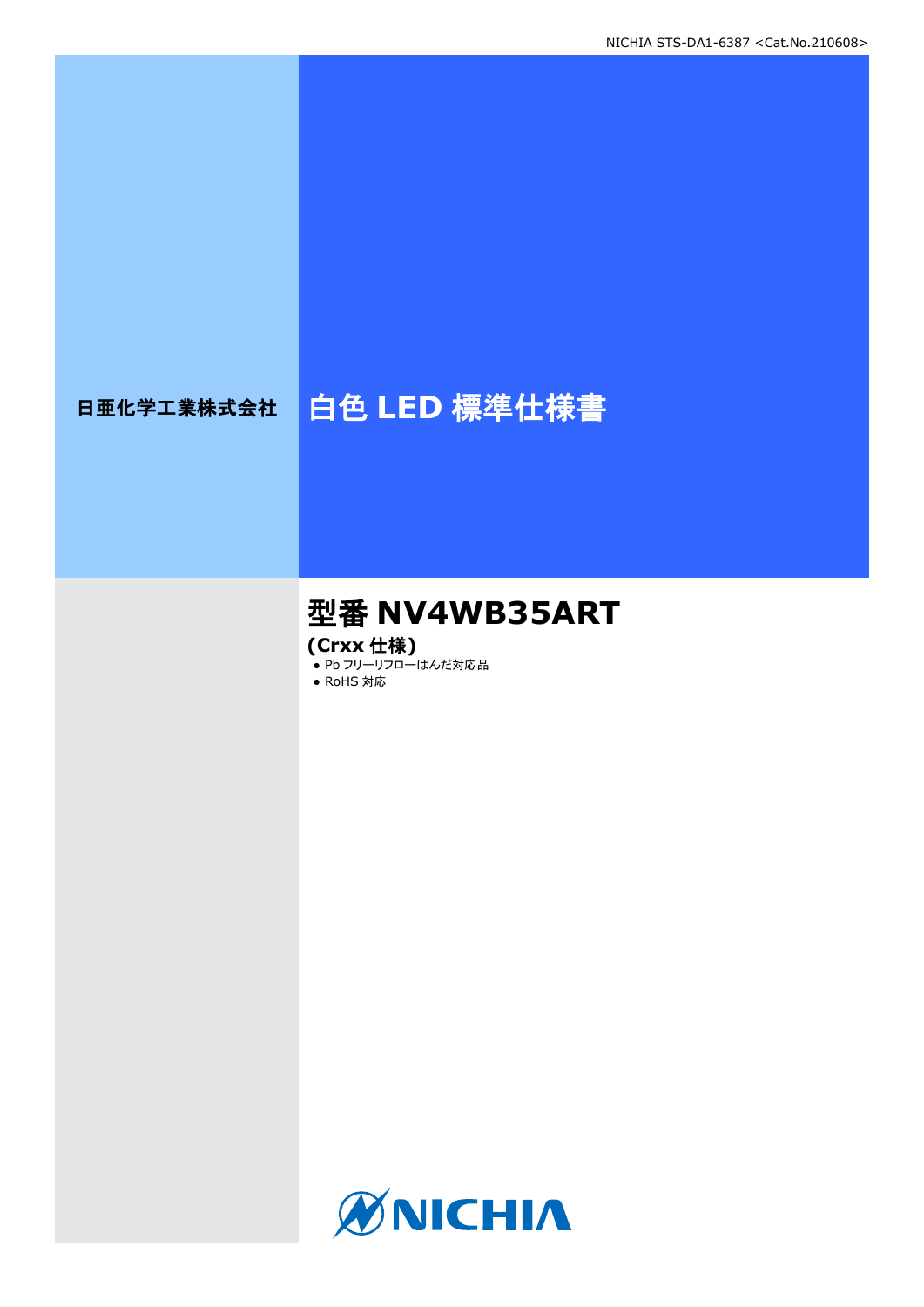日亜化学工業株式会社

# 白色 LED 標準仕様書

## 型番 NV4WB35ART

**(Crxx 仕様)**

- Pb フリーリフローはんだ対応品
- RoHS 対応

NICHIA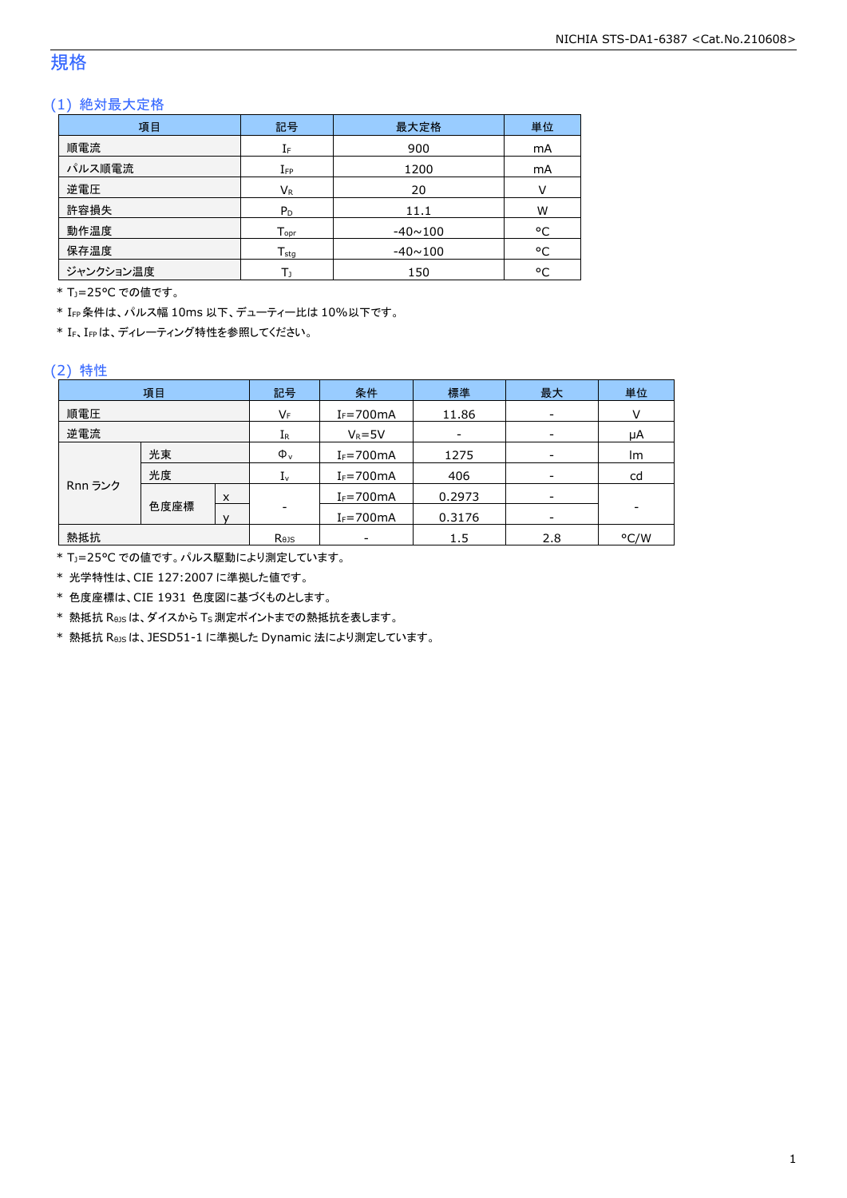# 規格

## (1) 絶対最大定格

| 項目 | 記号 | 最大定格 | 単位 |
|---|---|---|---|
| 順電流 | $I_F$ | 900 | mA |
| パルス順電流 | $I_{FP}$ | 1200 | mA |
| 逆電圧 | $V_R$ | 20 | V |
| 許容損失 | $P_D$ | 11.1 | W |
| 動作温度 | $T_{opr}$ | -40~100 | °C |
| 保存温度 | $T_{stg}$ | -40~100 | °C |
| ジャンクション温度 | $T_J$ | 150 | °C |

* $T_J$=25°C での値です。
* $I_{FP}$ 条件は、パルス幅 10ms 以下、デューティー比は 10%以下です。
* $I_F$、$I_{FP}$ は、ディレーティング特性を参照してください。

## (2) 特性

| 項目 | | | 記号 | 条件 | 標準 | 最大 | 単位 |
|---|---|---|---|---|---|---|---|
| 順電圧 | | | $V_F$ | $I_F$=700mA | 11.86 | - | V |
| 逆電流 | | | $I_R$ | $V_R$=5V | - | - | μA |
| Rnn ランク | 光束 | | $\Phi_v$ | $I_F$=700mA | 1275 | - | lm |
| | 光度 | | $I_v$ | $I_F$=700mA | 406 | - | cd |
| | 色度座標 | x | - | $I_F$=700mA | 0.2973 | - | - |
| | | y | | $I_F$=700mA | 0.3176 | - | |
| 熱抵抗 | | | $R_{\theta JS}$ | - | 1.5 | 2.8 | °C/W |

* $T_J$=25°C での値です。パルス駆動により測定しています。
* 光学特性は、CIE 127:2007 に準拠した値です。
* 色度座標は、CIE 1931 色度図に基づくものとします。
* 熱抵抗 $R_{\theta JS}$ は、ダイスから $T_S$ 測定ポイントまでの熱抵抗を表します。
* 熱抵抗 $R_{\theta JS}$ は、JESD51-1 に準拠した Dynamic 法により測定しています。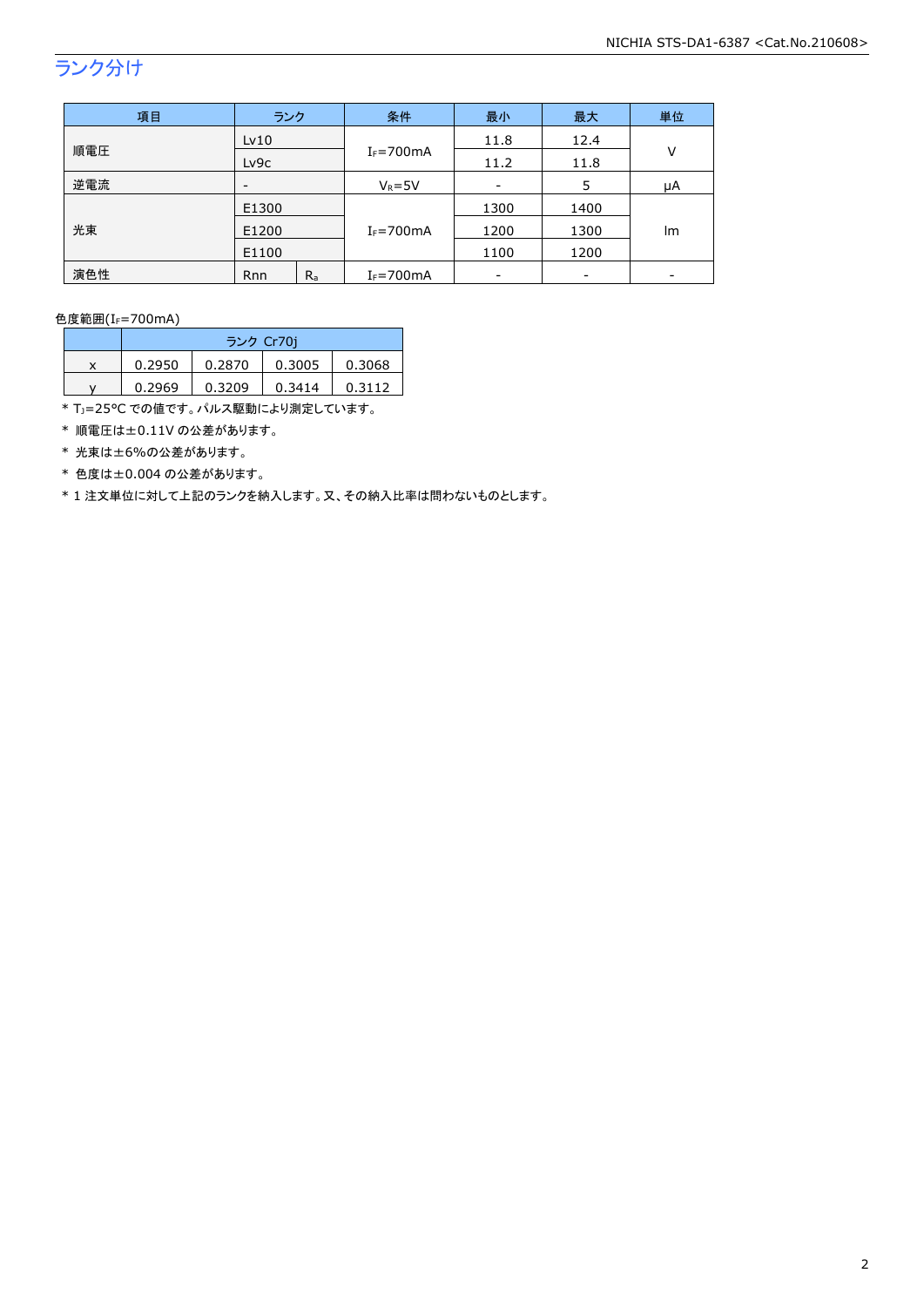## ランク分け

| 項目 | ランク | | 条件 | 最小 | 最大 | 単位 |
|---|---|---|---|---|---|---|
| 順電圧 | Lv10 | | $I_F$=700mA | 11.8 | 12.4 | V |
| | Lv9c | | | 11.2 | 11.8 | |
| 逆電流 | - | | $V_R$=5V | - | 5 | μA |
| 光束 | E1300 | | $I_F$=700mA | 1300 | 1400 | lm |
| | E1200 | | | 1200 | 1300 | |
| | E1100 | | | 1100 | 1200 | |
| 演色性 | Rnn | $R_a$ | $I_F$=700mA | - | - | - |

色度範囲($I_F$=700mA)

| | ランク Cr70j | | | |
|---|---|---|---|---|
| x | 0.2950 | 0.2870 | 0.3005 | 0.3068 |
| y | 0.2969 | 0.3209 | 0.3414 | 0.3112 |

* $T_J$=25°C での値です。パルス駆動により測定しています。
* 順電圧は±0.11V の公差があります。
* 光束は±6%の公差があります。
* 色度は±0.004 の公差があります。
* 1 注文単位に対して上記のランクを納入します。又、その納入比率は問わないものとします。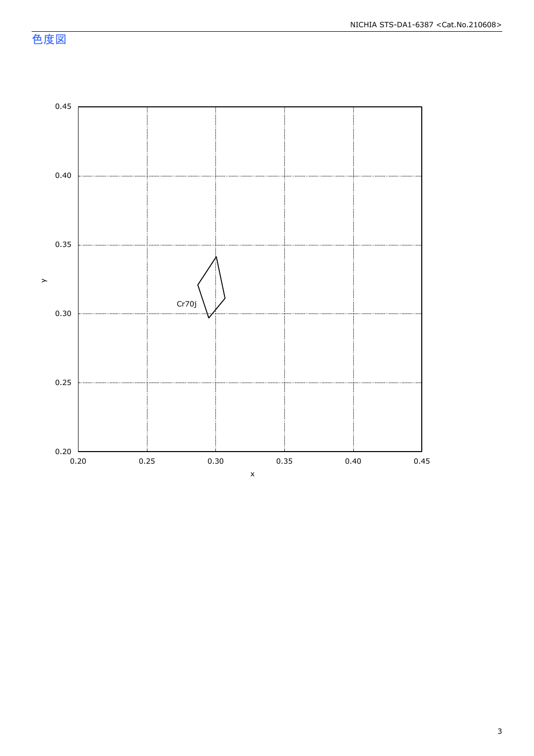## 色度図

y

0.45

0.40

0.35

0.30

0.25

0.20

0.20 0.25 0.30 0.35 0.40 0.45

x

Cr70j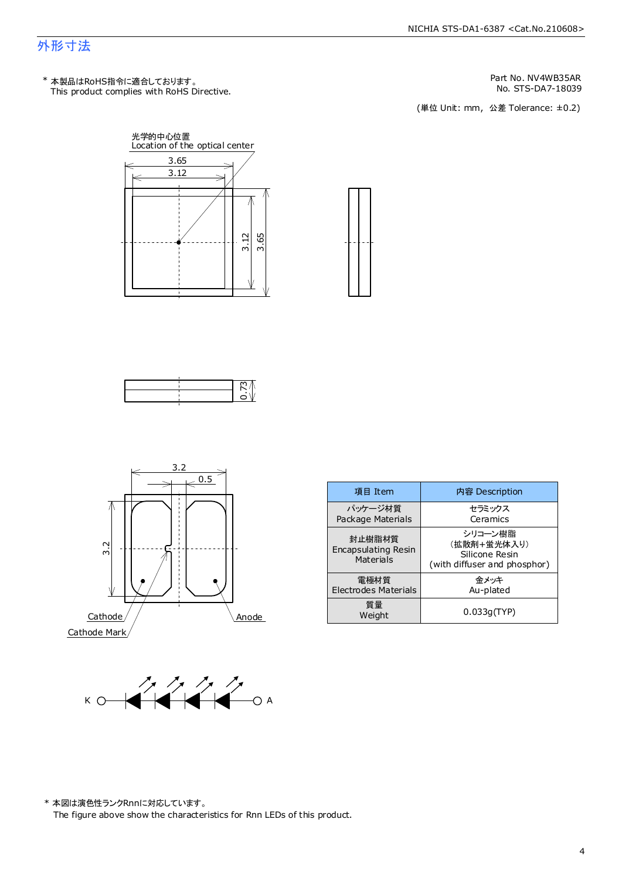## 外形寸法

\* 本製品はRoHS指令に適合しております。
This product complies with RoHS Directive.

Part No. NV4WB35AR
No. STS-DA7-18039

(単位 Unit: mm，公差 Tolerance: ±0.2)

光学的中心位置
Location of the optical center

3.65
3.12
3.12
3.65

0.73

3.2
0.5
3.2

Cathode
Cathode Mark
Anode

| 項目 Item | 内容 Description |
|---|---|
| パッケージ材質<br>Package Materials | セラミックス<br>Ceramics |
| 封止樹脂材質<br>Encapsulating Resin Materials | シリコーン樹脂<br>(拡散剤+蛍光体入り)<br>Silicone Resin<br>(with diffuser and phosphor) |
| 電極材質<br>Electrodes Materials | 金メッキ<br>Au-plated |
| 質量<br>Weight | 0.033g(TYP) |

K A

\* 本図は演色性ランクRnnに対応しています。
The figure above show the characteristics for Rnn LEDs of this product.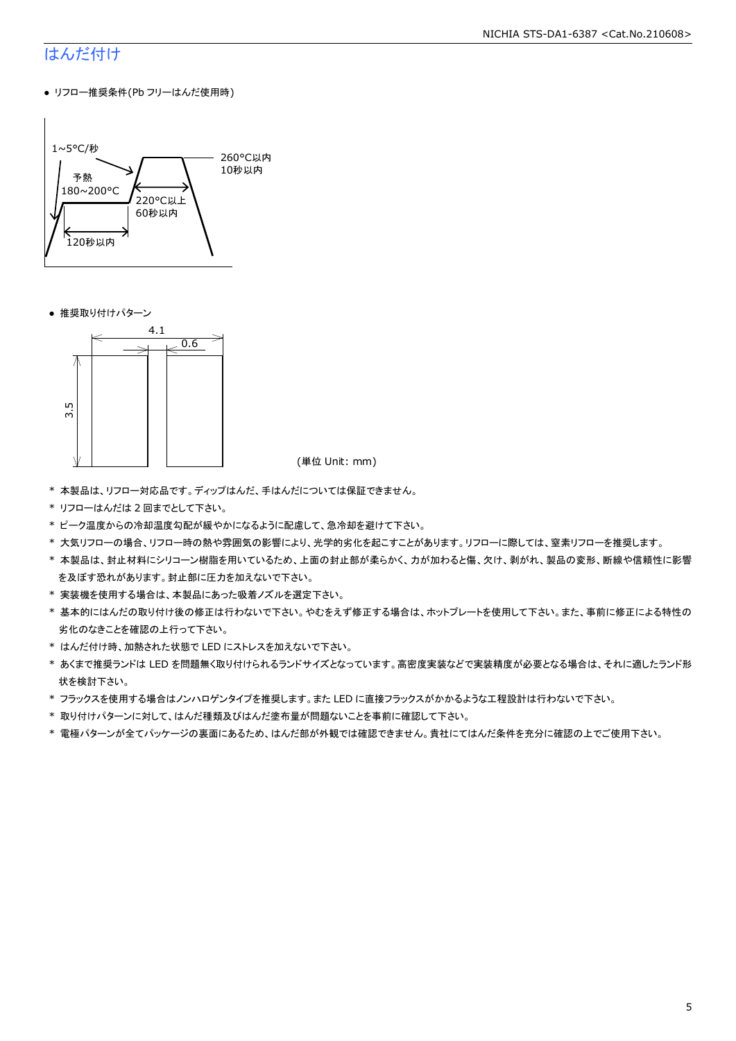## はんだ付け

- リフロー推奨条件(Pb フリーはんだ使用時)

1~5°C/秒
予熱
180~200°C
120秒以内
220°C以上
60秒以内
260°C以内
10秒以内

- 推奨取り付けパターン

4.1
0.6
3.5

(単位 Unit: mm)

\* 本製品は、リフロー対応品です。ディップはんだ、手はんだについては保証できません。
\* リフローはんだは 2 回までとして下さい。
\* ピーク温度からの冷却温度勾配が緩やかになるように配慮して、急冷却を避けて下さい。
\* 大気リフローの場合、リフロー時の熱や雰囲気の影響により、光学的劣化を起こすことがあります。リフローに際しては、窒素リフローを推奨します。
\* 本製品は、封止材料にシリコーン樹脂を用いているため、上面の封止部が柔らかく、力が加わると傷、欠け、剥がれ、製品の変形、断線や信頼性に影響を及ぼす恐れがあります。封止部に圧力を加えないで下さい。
\* 実装機を使用する場合は、本製品にあった吸着ノズルを選定下さい。
\* 基本的にはんだの取り付け後の修正は行わないで下さい。やむをえず修正する場合は、ホットプレートを使用して下さい。また、事前に修正による特性の劣化のなきことを確認の上行って下さい。
\* はんだ付け時、加熱された状態で LED にストレスを加えないで下さい。
\* あくまで推奨ランドは LED を問題無く取り付けられるランドサイズとなっています。高密度実装などで実装精度が必要となる場合は、それに適したランド形状を検討下さい。
\* フラックスを使用する場合はノンハロゲンタイプを推奨します。また LED に直接フラックスがかかるような工程設計は行わないで下さい。
\* 取り付けパターンに対して、はんだ種類及びはんだ塗布量が問題ないことを事前に確認して下さい。
\* 電極パターンが全てパッケージの裏面にあるため、はんだ部が外観では確認できません。貴社にてはんだ条件を充分に確認の上でご使用下さい。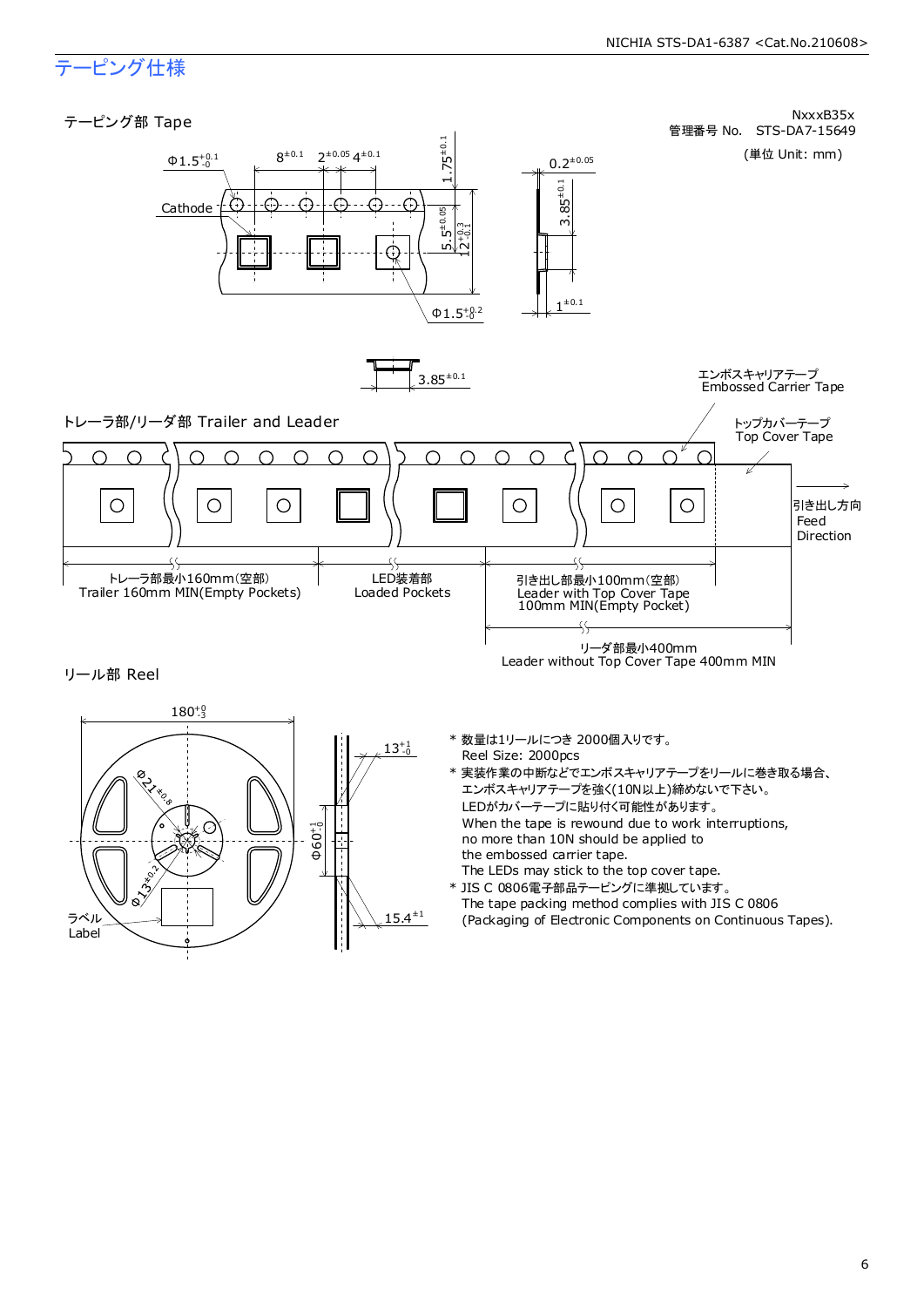# テーピング仕様

NxxxB35x
管理番号 No. STS-DA7-15649

(単位 Unit: mm)

## テーピング部 Tape

Cathode

$\Phi 1.5^{+0.1}_{-0}$　$8^{\pm0.1}$　$2^{\pm0.05}$　$4^{\pm0.1}$　$1.75^{\pm0.1}$　$5.5^{\pm0.05}$　$12^{+0.3}_{-0.1}$　$\Phi 1.5^{+0.2}_{-0}$

$0.2^{\pm0.05}$　$3.85^{\pm0.1}$　$1^{\pm0.1}$

$3.85^{\pm0.1}$

エンボスキャリアテープ
Embossed Carrier Tape

## トレーラ部/リーダ部 Trailer and Leader

トップカバーテープ
Top Cover Tape

引き出し方向
Feed
Direction

トレーラ部最小160mm(空部)
Trailer 160mm MIN(Empty Pockets)

LED装着部
Loaded Pockets

引き出し部最小100mm(空部)
Leader with Top Cover Tape
100mm MIN(Empty Pocket)

リーダ部最小400mm
Leader without Top Cover Tape 400mm MIN

## リール部 Reel

$180^{+0}_{-3}$　$\Phi 21^{\pm0.8}$　$\Phi 13^{\pm0.2}$　$13^{+1}_{-0}$　$\Phi 60^{+1}_{-0}$　$15.4^{\pm1}$

ラベル
Label

- * 数量は1リールにつき 2000個入りです。
  Reel Size: 2000pcs
- * 実装作業の中断などでエンボスキャリアテープをリールに巻き取る場合、
  エンボスキャリアテープを強く(10N以上)締めないで下さい。
  LEDがカバーテープに貼り付く可能性があります。
  When the tape is rewound due to work interruptions,
  no more than 10N should be applied to
  the embossed carrier tape.
  The LEDs may stick to the top cover tape.
- * JIS C 0806電子部品テーピングに準拠しています。
  The tape packing method complies with JIS C 0806
  (Packaging of Electronic Components on Continuous Tapes).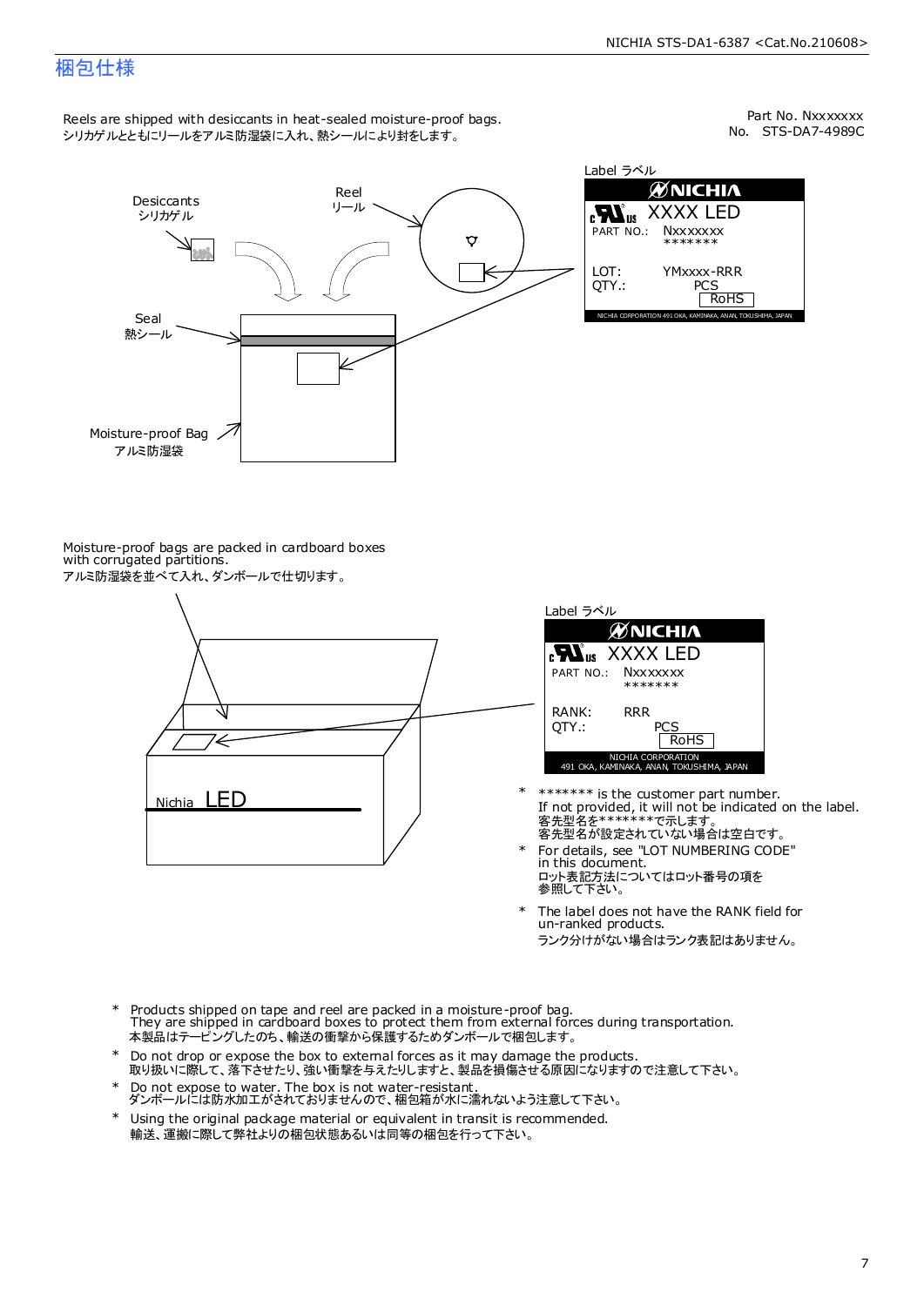## 梱包仕様

Part No. Nxxxxxxx
No. STS-DA7-4989C

Reels are shipped with desiccants in heat-sealed moisture-proof bags.
シリカゲルとともにリールをアルミ防湿袋に入れ、熱シールにより封をします。

Desiccants
シリカゲル

Reel
リール

Seal
熱シール

Moisture-proof Bag
アルミ防湿袋

Label ラベル

NICHIA
XXXX LED
PART NO.: Nxxxxxxx
*******
LOT: YMxxxx-RRR
QTY.: PCS
RoHS
NICHIA CORPORATION 491 OKA, KAMINAKA, ANAN, TOKUSHIMA, JAPAN

Moisture-proof bags are packed in cardboard boxes with corrugated partitions.
アルミ防湿袋を並べて入れ、ダンボールで仕切ります。

Nichia LED

Label ラベル

NICHIA
XXXX LED
PART NO.: Nxxxxxxx
*******
RANK: RRR
QTY.: PCS
RoHS
NICHIA CORPORATION
491 OKA, KAMINAKA, ANAN, TOKUSHIMA, JAPAN

* ******* is the customer part number.
  If not provided, it will not be indicated on the label.
  客先型名を*******で示します。
  客先型名が設定されていない場合は空白です。
* For details, see "LOT NUMBERING CODE" in this document.
  ロット表記方法についてはロット番号の項を参照して下さい。
* The label does not have the RANK field for un-ranked products.
  ランク分けがない場合はランク表記はありません。

* Products shipped on tape and reel are packed in a moisture-proof bag.
  They are shipped in cardboard boxes to protect them from external forces during transportation.
  本製品はテーピングしたのち、輸送の衝撃から保護するためダンボールで梱包します。
* Do not drop or expose the box to external forces as it may damage the products.
  取り扱いに際して、落下させたり、強い衝撃を与えたりしますと、製品を損傷させる原因になりますので注意して下さい。
* Do not expose to water. The box is not water-resistant.
  ダンボールには防水加工がされておりませんので、梱包箱が水に濡れないよう注意して下さい。
* Using the original package material or equivalent in transit is recommended.
  輸送、運搬に際して弊社よりの梱包状態あるいは同等の梱包を行って下さい。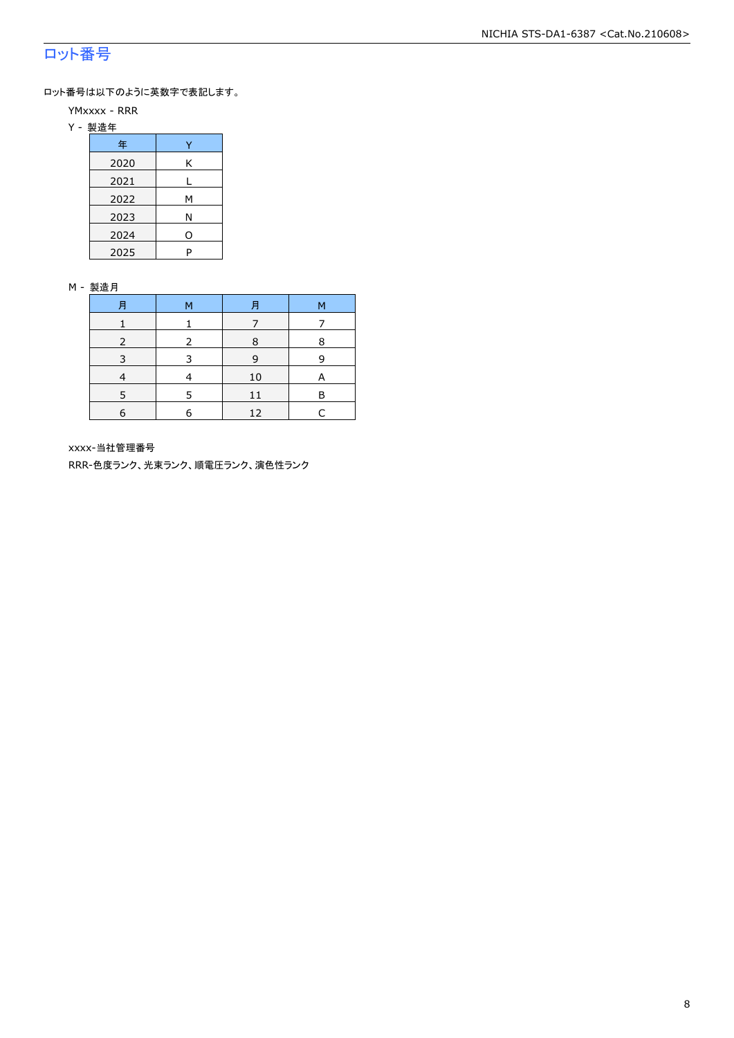## ロット番号

ロット番号は以下のように英数字で表記します。

YMxxxx - RRR

Y - 製造年

| 年 | Y |
|---|---|
| 2020 | K |
| 2021 | L |
| 2022 | M |
| 2023 | N |
| 2024 | O |
| 2025 | P |

M - 製造月

| 月 | M | 月 | M |
|---|---|---|---|
| 1 | 1 | 7 | 7 |
| 2 | 2 | 8 | 8 |
| 3 | 3 | 9 | 9 |
| 4 | 4 | 10 | A |
| 5 | 5 | 11 | B |
| 6 | 6 | 12 | C |

xxxx-当社管理番号

RRR-色度ランク、光束ランク、順電圧ランク、演色性ランク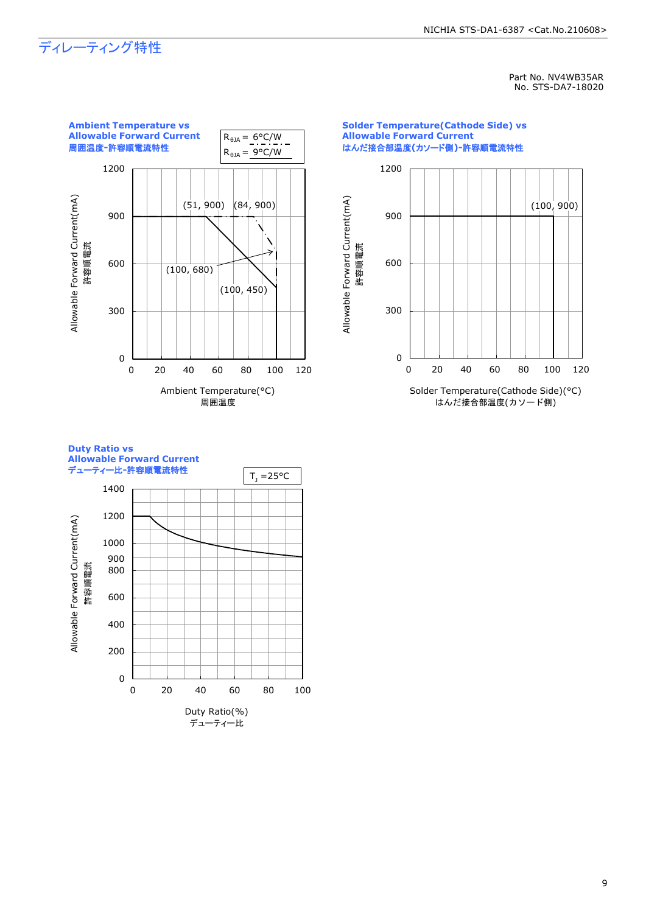# ディレーティング特性

Part No. NV4WB35AR
No. STS-DA7-18020

**Ambient Temperature vs Allowable Forward Current**
**周囲温度-許容順電流特性**

$R_{\theta JA}$ = 6°C/W
$R_{\theta JA}$ = 9°C/W

(51, 900) (84, 900) (100, 680) (100, 450)

Allowable Forward Current(mA)
許容順電流

Ambient Temperature(°C)
周囲温度

**Solder Temperature(Cathode Side) vs Allowable Forward Current**
**はんだ接合部温度(カソード側)-許容順電流特性**

(100, 900)

Allowable Forward Current(mA)
許容順電流

Solder Temperature(Cathode Side)(°C)
はんだ接合部温度(カソード側)

**Duty Ratio vs Allowable Forward Current**
**デューティー比-許容順電流特性**

$T_J$ =25°C

Allowable Forward Current(mA)
許容順電流

Duty Ratio(%)
デューティー比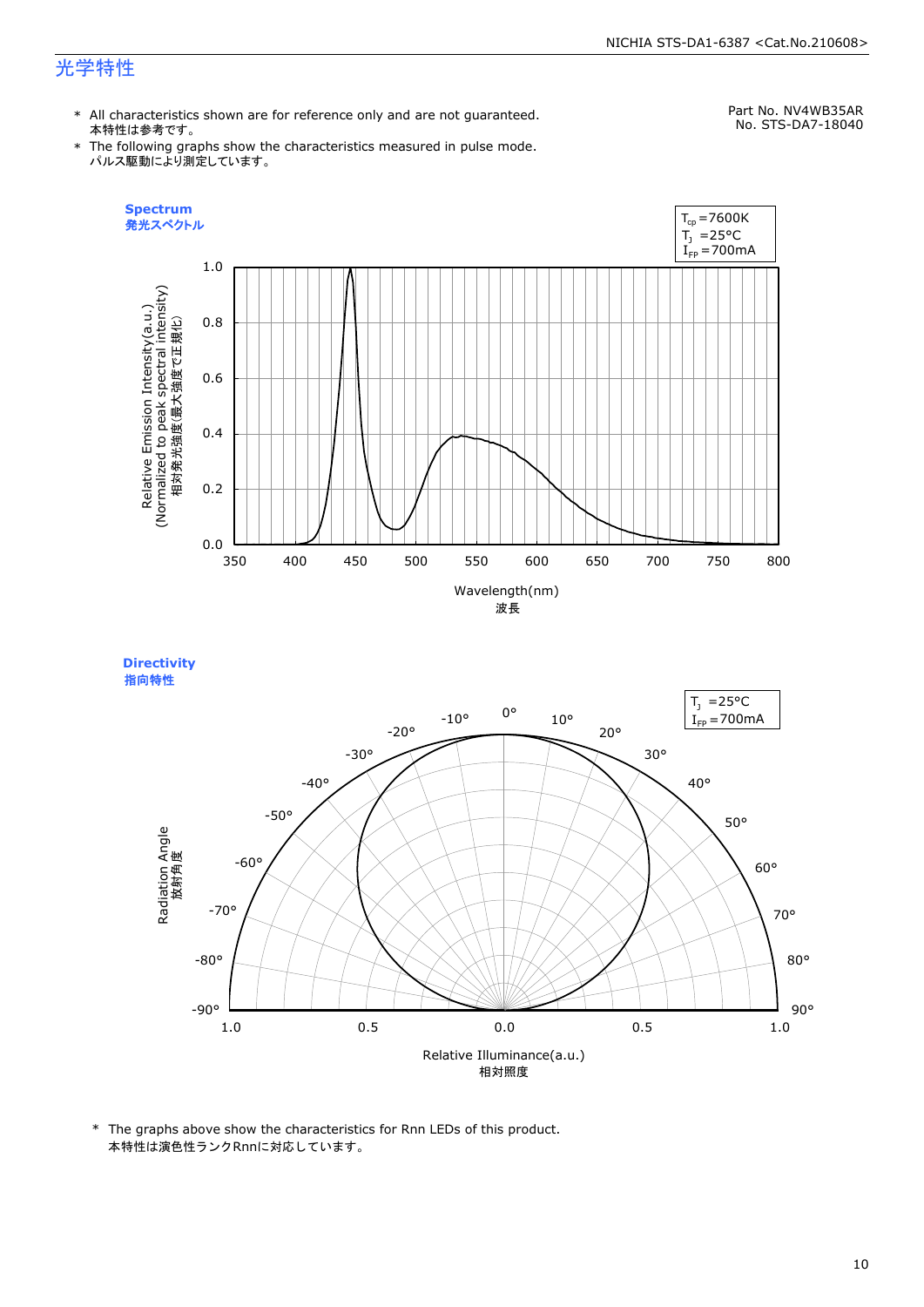## 光学特性

* All characteristics shown are for reference only and are not guaranteed.
  本特性は参考です。
* The following graphs show the characteristics measured in pulse mode.
  パルス駆動により測定しています。

Part No. NV4WB35AR
No. STS-DA7-18040

**Spectrum**
**発光スペクトル**

$T_{cp}$=7600K
$T_J$ =25°C
$I_{FP}$=700mA

Relative Emission Intensity(a.u.)
(Normalized to peak spectral intensity)
相対発光強度(最大強度で正規化)

Wavelength(nm)
波長

**Directivity**
**指向特性**

$T_J$ =25°C
$I_{FP}$=700mA

Radiation Angle
放射角度

Relative Illuminance(a.u.)
相対照度

* The graphs above show the characteristics for Rnn LEDs of this product.
  本特性は演色性ランクRnnに対応しています。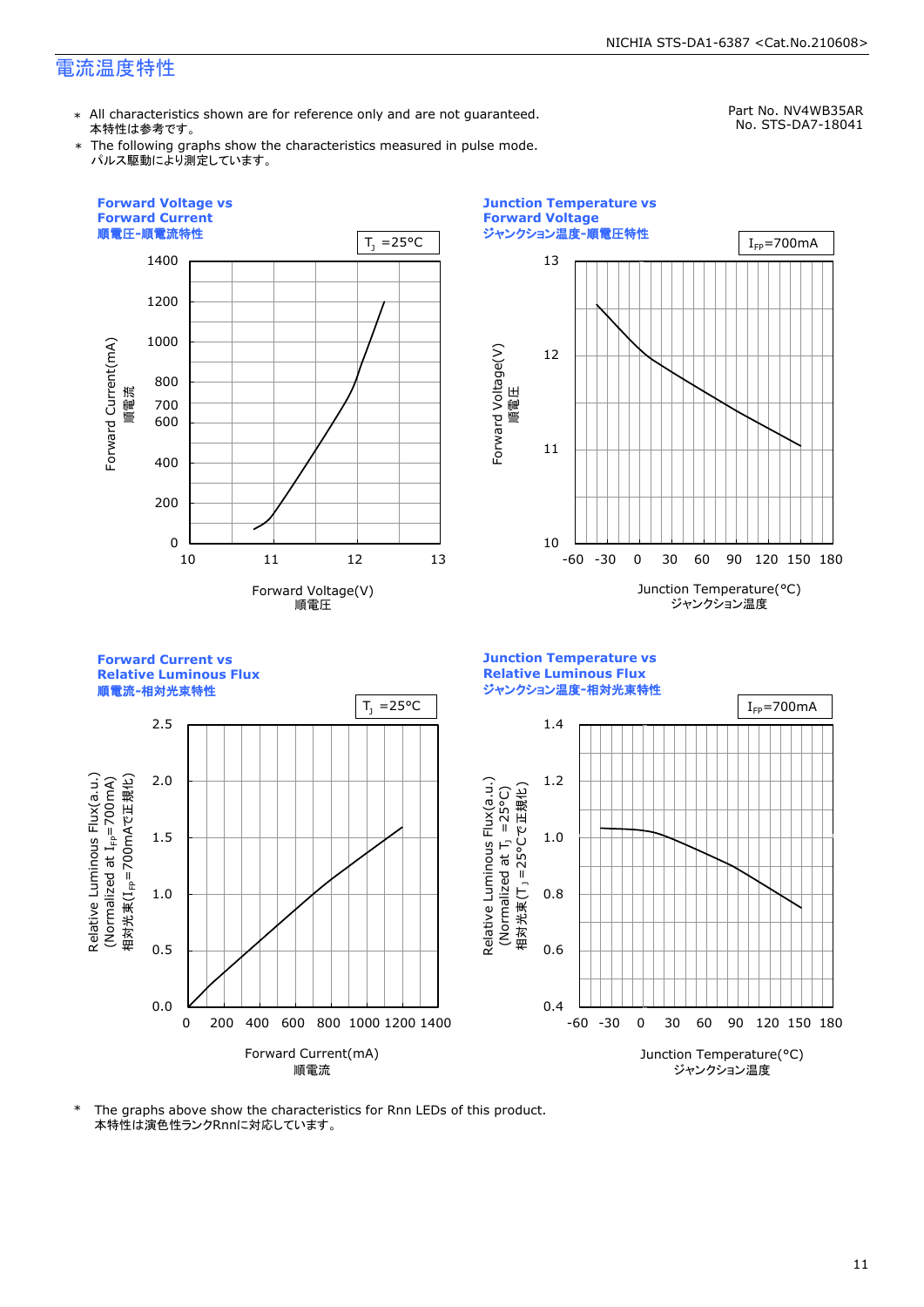## 電流温度特性

Part No. NV4WB35AR
No. STS-DA7-18041

- ∗ All characteristics shown are for reference only and are not guaranteed.
  本特性は参考です。
- ∗ The following graphs show the characteristics measured in pulse mode.
  パルス駆動により測定しています。

**Forward Voltage vs Forward Current**
**順電圧-順電流特性**

$T_J$ =25°C

Forward Current(mA) 順電流: 0, 200, 400, 600, 700, 800, 1000, 1200, 1400

Forward Voltage(V) 順電圧: 10, 11, 12, 13

**Junction Temperature vs Forward Voltage**
**ジャンクション温度-順電圧特性**

$I_{FP}$=700mA

Forward Voltage(V) 順電圧: 10, 11, 12, 13

Junction Temperature(°C) ジャンクション温度: -60, -30, 0, 30, 60, 90, 120, 150, 180

**Forward Current vs Relative Luminous Flux**
**順電流-相対光束特性**

$T_J$ =25°C

Relative Luminous Flux(a.u.) (Normalized at $I_{FP}$=700mA) 相対光束($I_{FP}$=700mAで正規化): 0.0, 0.5, 1.0, 1.5, 2.0, 2.5

Forward Current(mA) 順電流: 0, 200, 400, 600, 800, 1000, 1200, 1400

**Junction Temperature vs Relative Luminous Flux**
**ジャンクション温度-相対光束特性**

$I_{FP}$=700mA

Relative Luminous Flux(a.u.) (Normalized at $T_J$ =25°C) 相対光束($T_J$ =25°Cで正規化): 0.4, 0.6, 0.8, 1.0, 1.2, 1.4

Junction Temperature(°C) ジャンクション温度: -60, -30, 0, 30, 60, 90, 120, 150, 180

∗ The graphs above show the characteristics for Rnn LEDs of this product.
本特性は演色性ランクRnnに対応しています。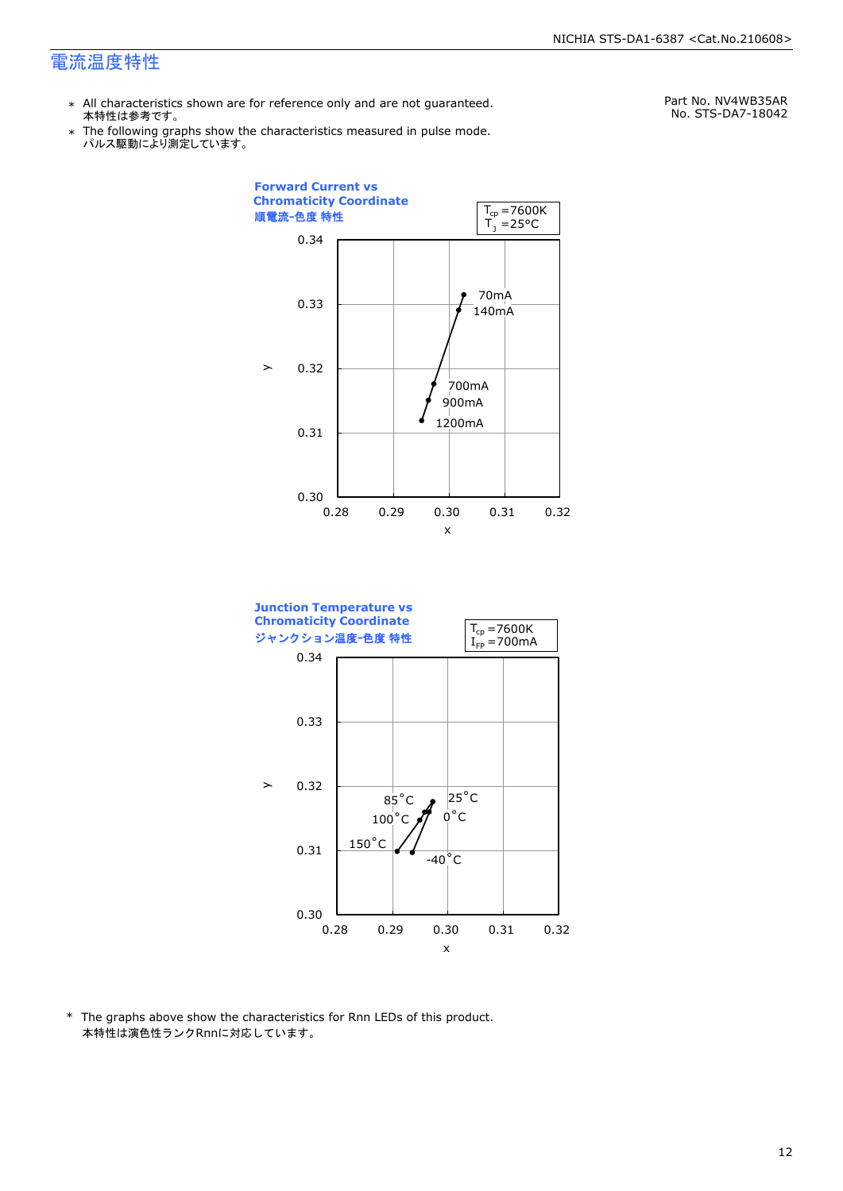# 電流温度特性

Part No. NV4WB35AR
No. STS-DA7-18042

- ＊ All characteristics shown are for reference only and are not guaranteed.
  本特性は参考です。
- ＊ The following graphs show the characteristics measured in pulse mode.
  パルス駆動により測定しています。

**Forward Current vs Chromaticity Coordinate**
**順電流-色度 特性**

$T_{cp}$ =7600K
$T_J$ =25°C

y axis: 0.30 – 0.34; x axis: 0.28 – 0.32

Labels: 70mA, 140mA, 700mA, 900mA, 1200mA

**Junction Temperature vs Chromaticity Coordinate**
**ジャンクション温度-色度 特性**

$T_{cp}$ =7600K
$I_{FP}$ =700mA

y axis: 0.30 – 0.34; x axis: 0.28 – 0.32

Labels: 25°C, 0°C, -40°C, 85°C, 100°C, 150°C

\* The graphs above show the characteristics for Rnn LEDs of this product.
本特性は演色性ランクRnnに対応しています。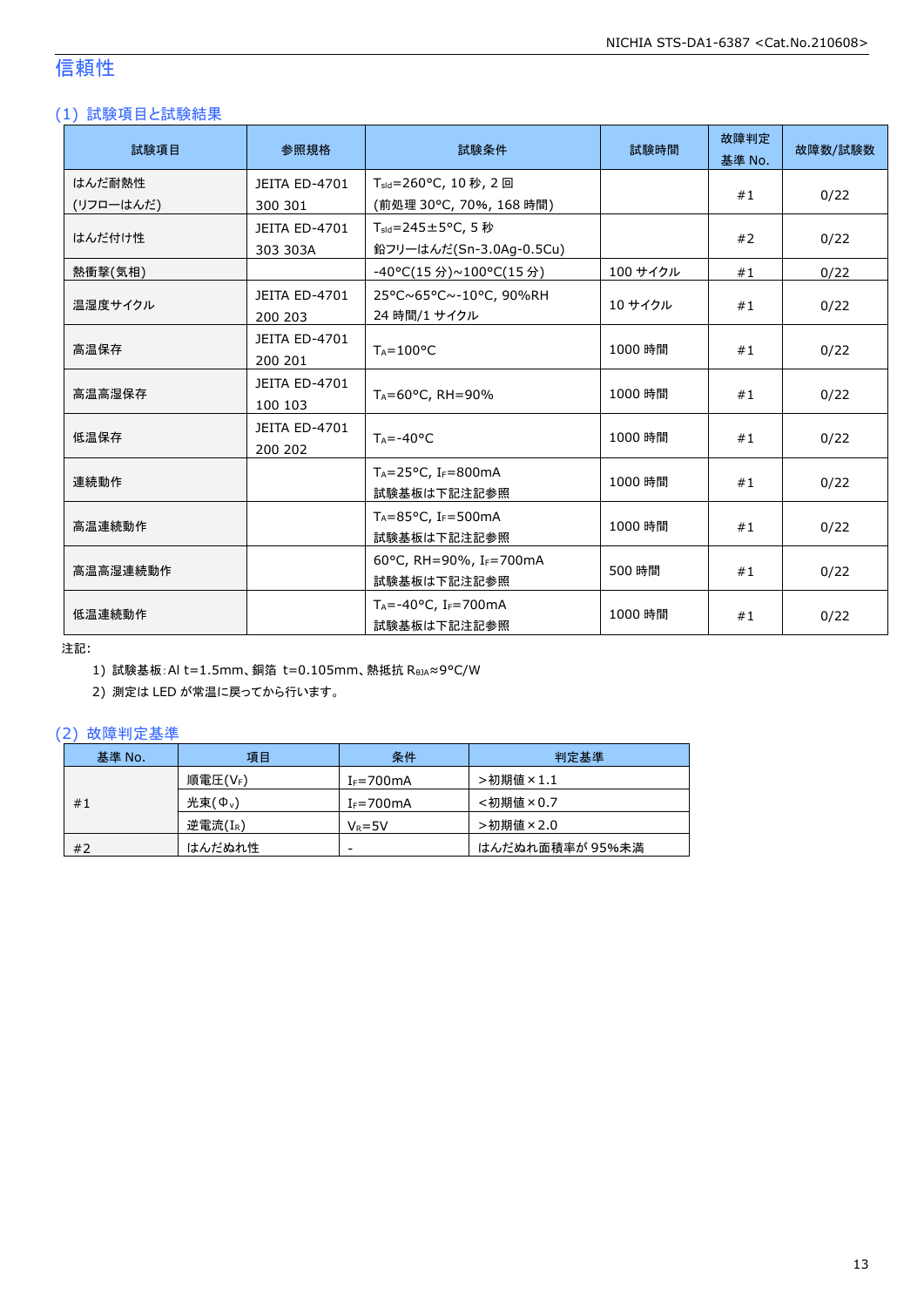# 信頼性

## (1) 試験項目と試験結果

| 試験項目 | 参照規格 | 試験条件 | 試験時間 | 故障判定基準 No. | 故障数/試験数 |
|---|---|---|---|---|---|
| はんだ耐熱性 (リフローはんだ) | JEITA ED-4701 300 301 | $T_{sld}$=260°C, 10 秒, 2 回 (前処理 30°C, 70%, 168 時間) | | #1 | 0/22 |
| はんだ付け性 | JEITA ED-4701 303 303A | $T_{sld}$=245±5°C, 5 秒 鉛フリーはんだ(Sn-3.0Ag-0.5Cu) | | #2 | 0/22 |
| 熱衝撃(気相) | | -40°C(15 分)~100°C(15 分) | 100 サイクル | #1 | 0/22 |
| 温湿度サイクル | JEITA ED-4701 200 203 | 25°C~65°C~-10°C, 90%RH 24 時間/1 サイクル | 10 サイクル | #1 | 0/22 |
| 高温保存 | JEITA ED-4701 200 201 | $T_A$=100°C | 1000 時間 | #1 | 0/22 |
| 高温高湿保存 | JEITA ED-4701 100 103 | $T_A$=60°C, RH=90% | 1000 時間 | #1 | 0/22 |
| 低温保存 | JEITA ED-4701 200 202 | $T_A$=-40°C | 1000 時間 | #1 | 0/22 |
| 連続動作 | | $T_A$=25°C, $I_F$=800mA 試験基板は下記注記参照 | 1000 時間 | #1 | 0/22 |
| 高温連続動作 | | $T_A$=85°C, $I_F$=500mA 試験基板は下記注記参照 | 1000 時間 | #1 | 0/22 |
| 高温高湿連続動作 | | 60°C, RH=90%, $I_F$=700mA 試験基板は下記注記参照 | 500 時間 | #1 | 0/22 |
| 低温連続動作 | | $T_A$=-40°C, $I_F$=700mA 試験基板は下記注記参照 | 1000 時間 | #1 | 0/22 |

注記:

1) 試験基板:Al t=1.5mm、銅箔 t=0.105mm、熱抵抗 $R_{\theta JA}$≈9°C/W
2) 測定は LED が常温に戻ってから行います。

## (2) 故障判定基準

| 基準 No. | 項目 | 条件 | 判定基準 |
|---|---|---|---|
| #1 | 順電圧($V_F$) | $I_F$=700mA | >初期値×1.1 |
| | 光束($\Phi_v$) | $I_F$=700mA | <初期値×0.7 |
| | 逆電流($I_R$) | $V_R$=5V | >初期値×2.0 |
| #2 | はんだぬれ性 | - | はんだぬれ面積率が 95%未満 |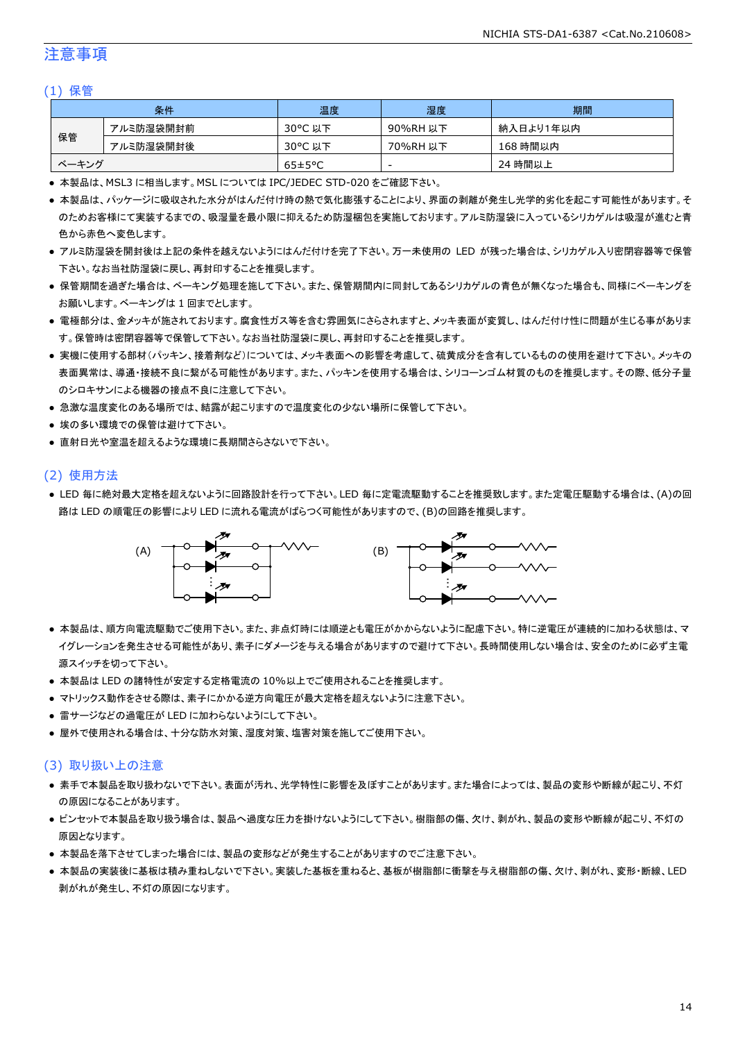## 注意事項

### (1) 保管

| 条件 | | 温度 | 湿度 | 期間 |
|---|---|---|---|---|
| 保管 | アルミ防湿袋開封前 | 30°C 以下 | 90%RH 以下 | 納入日より1年以内 |
| | アルミ防湿袋開封後 | 30°C 以下 | 70%RH 以下 | 168 時間以内 |
| ベーキング | | 65±5°C | - | 24 時間以上 |

- 本製品は、MSL3 に相当します。MSL については IPC/JEDEC STD-020 をご確認下さい。
- 本製品は、パッケージに吸収された水分がはんだ付け時の熱で気化膨張することにより、界面の剥離が発生し光学的劣化を起こす可能性があります。そのためお客様にて実装するまでの、吸湿量を最小限に抑えるため防湿梱包を実施しております。アルミ防湿袋に入っているシリカゲルは吸湿が進むと青色から赤色へ変色します。
- アルミ防湿袋を開封後は上記の条件を越えないようにはんだ付けを完了下さい。万一未使用の LED が残った場合は、シリカゲル入り密閉容器等で保管下さい。なお当社防湿袋に戻し、再封印することを推奨します。
- 保管期間を過ぎた場合は、ベーキング処理を施して下さい。また、保管期間内に同封してあるシリカゲルの青色が無くなった場合も、同様にベーキングをお願いします。ベーキングは 1 回までとします。
- 電極部分は、金メッキが施されております。腐食性ガス等を含む雰囲気にさらされますと、メッキ表面が変質し、はんだ付け性に問題が生じる事があります。保管時は密閉容器等で保管して下さい。なお当社防湿袋に戻し、再封印することを推奨します。
- 実機に使用する部材(パッキン、接着剤など)については、メッキ表面への影響を考慮して、硫黄成分を含有しているものの使用を避けて下さい。メッキの表面異常は、導通・接続不良に繋がる可能性があります。また、パッキンを使用する場合は、シリコーンゴム材質のものを推奨します。その際、低分子量のシロキサンによる機器の接点不良に注意して下さい。
- 急激な温度変化のある場所では、結露が起こりますので温度変化の少ない場所に保管して下さい。
- 埃の多い環境での保管は避けて下さい。
- 直射日光や室温を超えるような環境に長期間さらさないで下さい。

### (2) 使用方法

- LED 毎に絶対最大定格を超えないように回路設計を行って下さい。LED 毎に定電流駆動することを推奨致します。また定電圧駆動する場合は、(A)の回路は LED の順電圧の影響により LED に流れる電流がばらつく可能性がありますので、(B)の回路を推奨します。

(A) (B)

- 本製品は、順方向電流駆動でご使用下さい。また、非点灯時には順逆とも電圧がかからないように配慮下さい。特に逆電圧が連続的に加わる状態は、マイグレーションを発生させる可能性があり、素子にダメージを与える場合がありますので避けて下さい。長時間使用しない場合は、安全のために必ず主電源スイッチを切って下さい。
- 本製品は LED の諸特性が安定する定格電流の 10%以上でご使用されることを推奨します。
- マトリックス動作をさせる際は、素子にかかる逆方向電圧が最大定格を超えないように注意下さい。
- 雷サージなどの過電圧が LED に加わらないようにして下さい。
- 屋外で使用される場合は、十分な防水対策、湿度対策、塩害対策を施してご使用下さい。

### (3) 取り扱い上の注意

- 素手で本製品を取り扱わないで下さい。表面が汚れ、光学特性に影響を及ぼすことがあります。また場合によっては、製品の変形や断線が起こり、不灯の原因になることがあります。
- ピンセットで本製品を取り扱う場合は、製品へ過度な圧力を掛けないようにして下さい。樹脂部の傷、欠け、剥がれ、製品の変形や断線が起こり、不灯の原因となります。
- 本製品を落下させてしまった場合には、製品の変形などが発生することがありますのでご注意下さい。
- 本製品の実装後に基板は積み重ねしないで下さい。実装した基板を重ねると、基板が樹脂部に衝撃を与え樹脂部の傷、欠け、剥がれ、変形・断線、LED 剥がれが発生し、不灯の原因になります。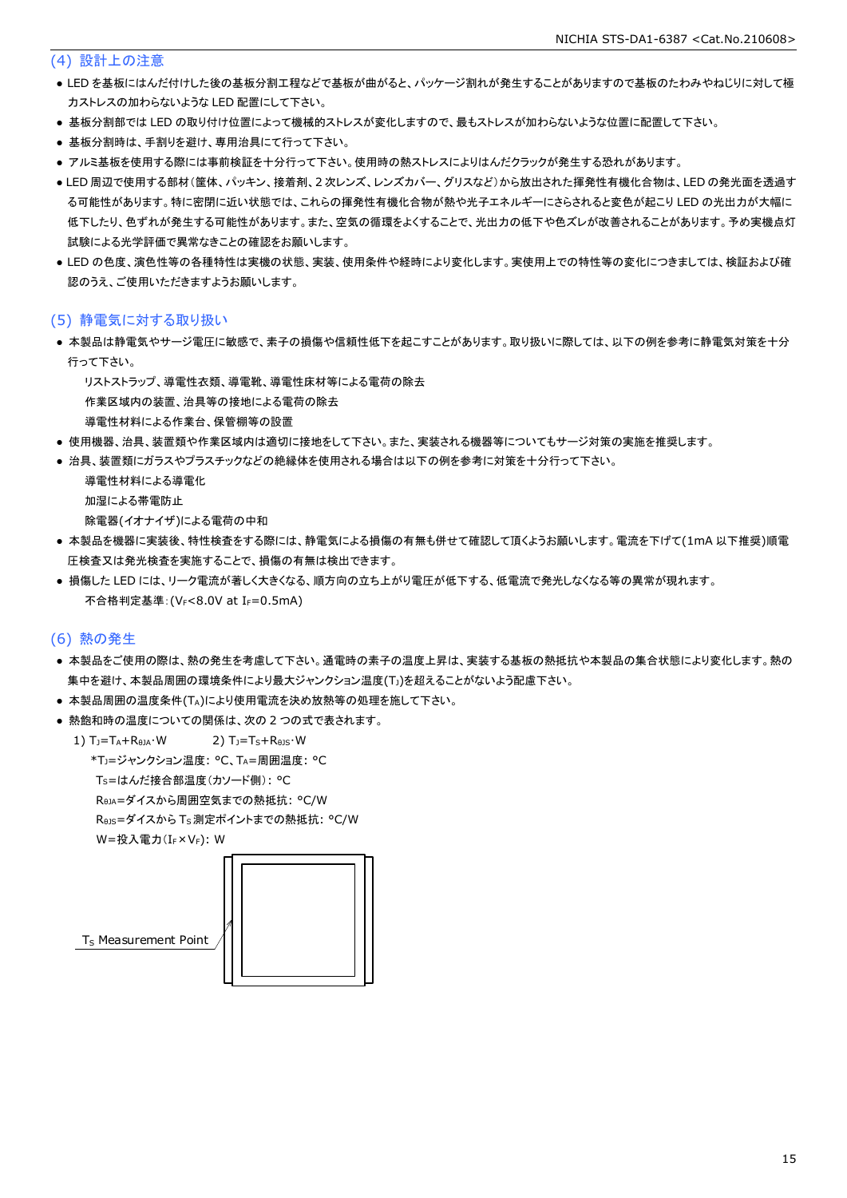## (4) 設計上の注意

- LED を基板にはんだ付けした後の基板分割工程などで基板が曲がると、パッケージ割れが発生することがありますので基板のたわみやねじりに対して極力ストレスの加わらないような LED 配置にして下さい。
- 基板分割部では LED の取り付け位置によって機械的ストレスが変化しますので、最もストレスが加わらないような位置に配置して下さい。
- 基板分割時は、手割りを避け、専用治具にて行って下さい。
- アルミ基板を使用する際には事前検証を十分行って下さい。使用時の熱ストレスによりはんだクラックが発生する恐れがあります。
- LED 周辺で使用する部材（筐体、パッキン、接着剤、2 次レンズ、レンズカバー、グリスなど）から放出された揮発性有機化合物は、LED の発光面を透過する可能性があります。特に密閉に近い状態では、これらの揮発性有機化合物が熱や光子エネルギーにさらされると変色が起こり LED の光出力が大幅に低下したり、色ずれが発生する可能性があります。また、空気の循環をよくすることで、光出力の低下や色ズレが改善されることがあります。予め実機点灯試験による光学評価で異常なきことの確認をお願いします。
- LED の色度、演色性等の各種特性は実機の状態、実装、使用条件や経時により変化します。実使用上での特性等の変化につきましては、検証および確認のうえ、ご使用いただきますようお願いします。

## (5) 静電気に対する取り扱い

- 本製品は静電気やサージ電圧に敏感で、素子の損傷や信頼性低下を起こすことがあります。取り扱いに際しては、以下の例を参考に静電気対策を十分行って下さい。
  - リストストラップ、導電性衣類、導電靴、導電性床材等による電荷の除去
  - 作業区域内の装置、治具等の接地による電荷の除去
  - 導電性材料による作業台、保管棚等の設置
- 使用機器、治具、装置類や作業区域内は適切に接地をして下さい。また、実装される機器等についてもサージ対策の実施を推奨します。
- 治具、装置類にガラスやプラスチックなどの絶縁体を使用される場合は以下の例を参考に対策を十分行って下さい。
  - 導電性材料による導電化
  - 加湿による帯電防止
  - 除電器(イオナイザ)による電荷の中和
- 本製品を機器に実装後、特性検査をする際には、静電気による損傷の有無も併せて確認して頂くようお願いします。電流を下げて(1mA 以下推奨)順電圧検査又は発光検査を実施することで、損傷の有無は検出できます。
- 損傷した LED には、リーク電流が著しく大きくなる、順方向の立ち上がり電圧が低下する、低電流で発光しなくなる等の異常が現れます。
  - 不合格判定基準：($V_F$<8.0V at $I_F$=0.5mA)

## (6) 熱の発生

- 本製品をご使用の際は、熱の発生を考慮して下さい。通電時の素子の温度上昇は、実装する基板の熱抵抗や本製品の集合状態により変化します。熱の集中を避け、本製品周囲の環境条件により最大ジャンクション温度($T_J$)を超えることがないよう配慮下さい。
- 本製品周囲の温度条件($T_A$)により使用電流を決め放熱等の処理を施して下さい。
- 熱飽和時の温度についての関係は、次の 2 つの式で表されます。

1) $T_J=T_A+R_{\theta JA}\cdot W$　　2) $T_J=T_S+R_{\theta JS}\cdot W$

*$T_J$=ジャンクション温度: °C、$T_A$=周囲温度: °C

$T_S$=はんだ接合部温度(カソード側): °C

$R_{\theta JA}$=ダイスから周囲空気までの熱抵抗: °C/W

$R_{\theta JS}$=ダイスから $T_S$ 測定ポイントまでの熱抵抗: °C/W

W=投入電力($I_F$×$V_F$): W

$T_S$ Measurement Point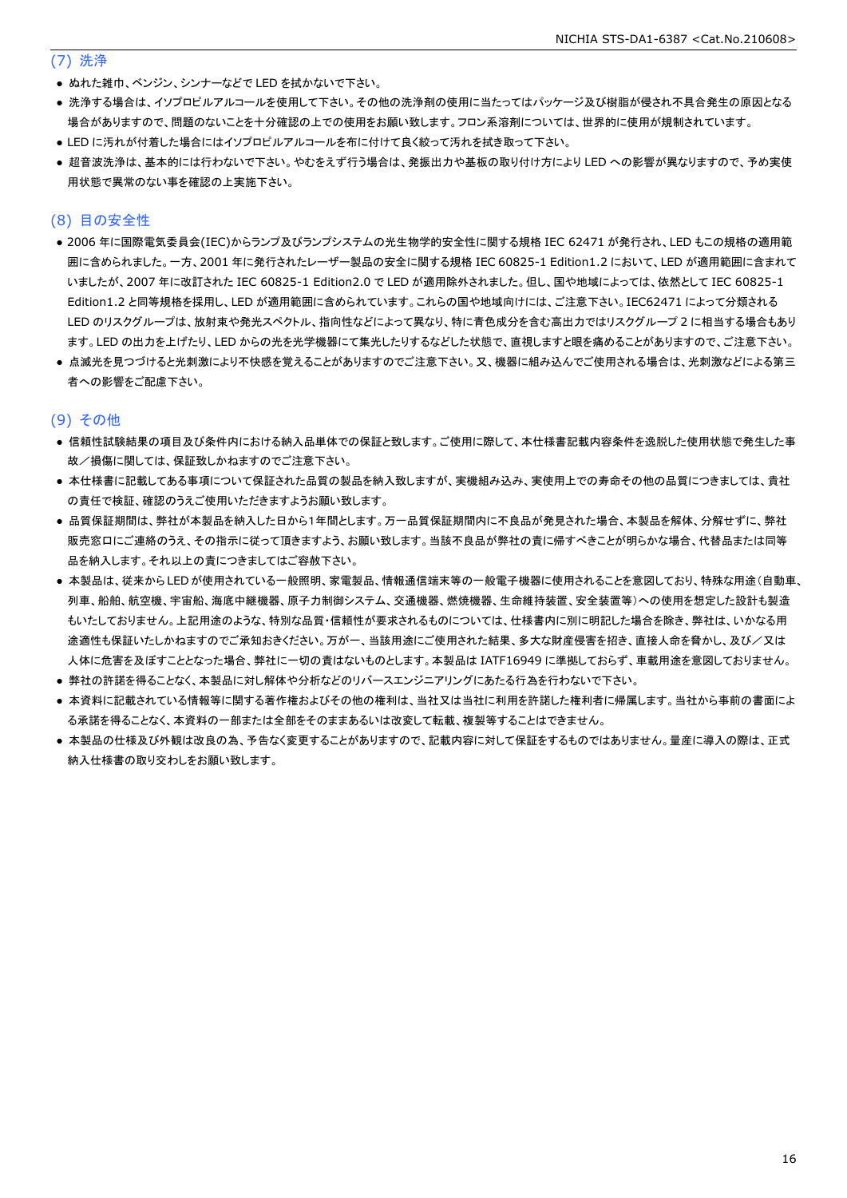### (7) 洗浄

- ぬれた雑巾、ベンジン、シンナーなどで LED を拭かないで下さい。
- 洗浄する場合は、イソプロピルアルコールを使用して下さい。その他の洗浄剤の使用に当たってはパッケージ及び樹脂が侵され不具合発生の原因となる場合がありますので、問題のないことを十分確認の上での使用をお願い致します。フロン系溶剤については、世界的に使用が規制されています。
- LED に汚れが付着した場合にはイソプロピルアルコールを布に付けて良く絞って汚れを拭き取って下さい。
- 超音波洗浄は、基本的には行わないで下さい。やむをえず行う場合は、発振出力や基板の取り付け方により LED への影響が異なりますので、予め実使用状態で異常のない事を確認の上実施下さい。

### (8) 目の安全性

- 2006 年に国際電気委員会(IEC)からランプ及びランプシステムの光生物学的安全性に関する規格 IEC 62471 が発行され、LED もこの規格の適用範囲に含められました。一方、2001 年に発行されたレーザー製品の安全に関する規格 IEC 60825-1 Edition1.2 において、LED が適用範囲に含まれていましたが、2007 年に改訂された IEC 60825-1 Edition2.0 で LED が適用除外されました。但し、国や地域によっては、依然として IEC 60825-1 Edition1.2 と同等規格を採用し、LED が適用範囲に含められています。これらの国や地域向けには、ご注意下さい。IEC62471 によって分類される LED のリスクグループは、放射束や発光スペクトル、指向性などによって異なり、特に青色成分を含む高出力ではリスクグループ 2 に相当する場合もあります。LED の出力を上げたり、LED からの光を光学機器にて集光したりするなどした状態で、直視しますと眼を痛めることがありますので、ご注意下さい。
- 点滅光を見つづけると光刺激により不快感を覚えることがありますのでご注意下さい。又、機器に組み込んでご使用される場合は、光刺激などによる第三者への影響をご配慮下さい。

### (9) その他

- 信頼性試験結果の項目及び条件内における納入品単体での保証と致します。ご使用に際して、本仕様書記載内容条件を逸脱した使用状態で発生した事故／損傷に関しては、保証致しかねますのでご注意下さい。
- 本仕様書に記載してある事項について保証された品質の製品を納入致しますが、実機組み込み、実使用上での寿命その他の品質につきましては、貴社の責任で検証、確認のうえご使用いただきますようお願い致します。
- 品質保証期間は、弊社が本製品を納入した日から1年間とします。万一品質保証期間内に不良品が発見された場合、本製品を解体、分解せずに、弊社販売窓口にご連絡のうえ、その指示に従って頂きますよう、お願い致します。当該不良品が弊社の責に帰すべきことが明らかな場合、代替品または同等品を納入します。それ以上の責につきましてはご容赦下さい。
- 本製品は、従来から LED が使用されている一般照明、家電製品、情報通信端末等の一般電子機器に使用されることを意図しており、特殊な用途(自動車、列車、船舶、航空機、宇宙船、海底中継機器、原子力制御システム、交通機器、燃焼機器、生命維持装置、安全装置等)への使用を想定した設計も製造もいたしておりません。上記用途のような、特別な品質・信頼性が要求されるものについては、仕様書内に別に明記した場合を除き、弊社は、いかなる用途適性も保証いたしかねますのでご承知おきください。万が一、当該用途にご使用された結果、多大な財産侵害を招き、直接人命を脅かし、及び／又は人体に危害を及ぼすこととなった場合、弊社に一切の責はないものとします。本製品は IATF16949 に準拠しておらず、車載用途を意図しておりません。
- 弊社の許諾を得ることなく、本製品に対し解体や分析などのリバースエンジニアリングにあたる行為を行わないで下さい。
- 本資料に記載されている情報等に関する著作権およびその他の権利は、当社又は当社に利用を許諾した権利者に帰属します。当社から事前の書面による承諾を得ることなく、本資料の一部または全部をそのままあるいは改変して転載、複製等することはできません。
- 本製品の仕様及び外観は改良の為、予告なく変更することがありますので、記載内容に対して保証をするものではありません。量産に導入の際は、正式納入仕様書の取り交わしをお願い致します。